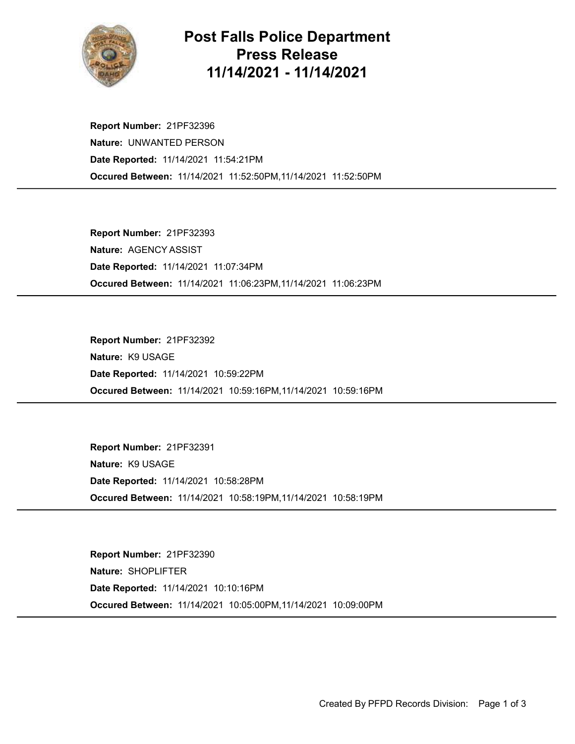# Post Falls Police Department Press Release 11/14/2021 - 11/14/2021

**Report Number:** 21PF32396
**Nature:** UNWANTED PERSON
**Date Reported:** 11/14/2021 11:54:21PM
**Occured Between:** 11/14/2021 11:52:50PM,11/14/2021 11:52:50PM

---

**Report Number:** 21PF32393
**Nature:** AGENCY ASSIST
**Date Reported:** 11/14/2021 11:07:34PM
**Occured Between:** 11/14/2021 11:06:23PM,11/14/2021 11:06:23PM

---

**Report Number:** 21PF32392
**Nature:** K9 USAGE
**Date Reported:** 11/14/2021 10:59:22PM
**Occured Between:** 11/14/2021 10:59:16PM,11/14/2021 10:59:16PM

---

**Report Number:** 21PF32391
**Nature:** K9 USAGE
**Date Reported:** 11/14/2021 10:58:28PM
**Occured Between:** 11/14/2021 10:58:19PM,11/14/2021 10:58:19PM

---

**Report Number:** 21PF32390
**Nature:** SHOPLIFTER
**Date Reported:** 11/14/2021 10:10:16PM
**Occured Between:** 11/14/2021 10:05:00PM,11/14/2021 10:09:00PM

---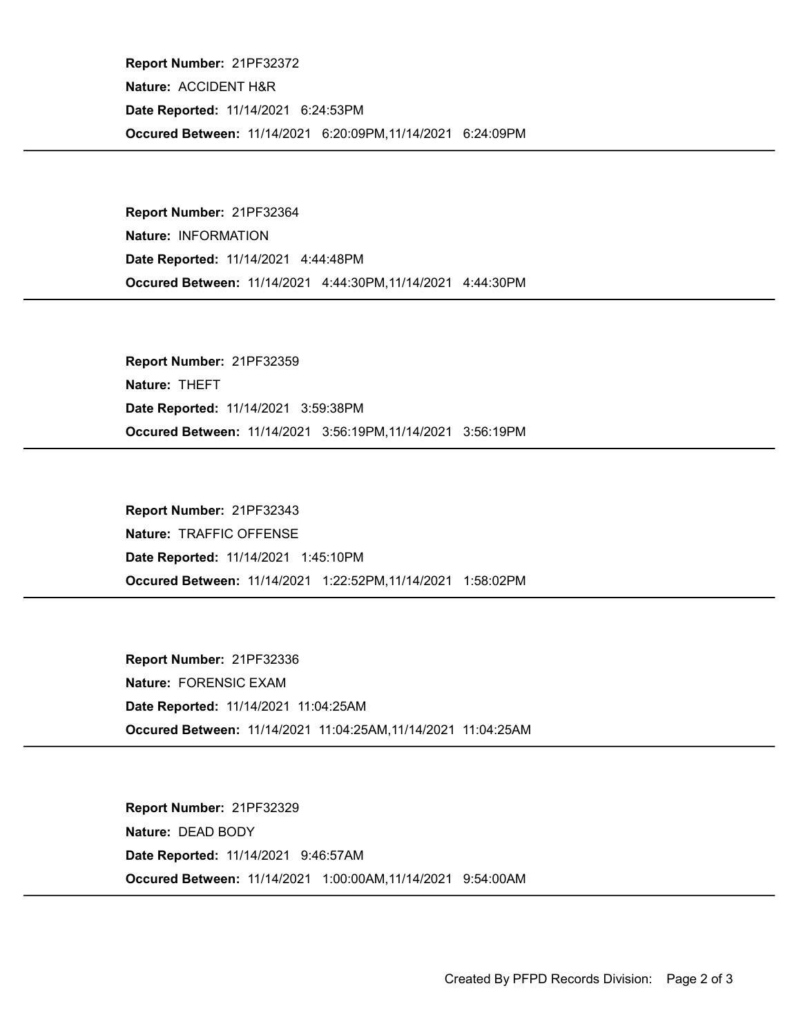**Report Number:** 21PF32372
**Nature:** ACCIDENT H&R
**Date Reported:** 11/14/2021 6:24:53PM
**Occured Between:** 11/14/2021 6:20:09PM,11/14/2021 6:24:09PM

---

**Report Number:** 21PF32364
**Nature:** INFORMATION
**Date Reported:** 11/14/2021 4:44:48PM
**Occured Between:** 11/14/2021 4:44:30PM,11/14/2021 4:44:30PM

---

**Report Number:** 21PF32359
**Nature:** THEFT
**Date Reported:** 11/14/2021 3:59:38PM
**Occured Between:** 11/14/2021 3:56:19PM,11/14/2021 3:56:19PM

---

**Report Number:** 21PF32343
**Nature:** TRAFFIC OFFENSE
**Date Reported:** 11/14/2021 1:45:10PM
**Occured Between:** 11/14/2021 1:22:52PM,11/14/2021 1:58:02PM

---

**Report Number:** 21PF32336
**Nature:** FORENSIC EXAM
**Date Reported:** 11/14/2021 11:04:25AM
**Occured Between:** 11/14/2021 11:04:25AM,11/14/2021 11:04:25AM

---

**Report Number:** 21PF32329
**Nature:** DEAD BODY
**Date Reported:** 11/14/2021 9:46:57AM
**Occured Between:** 11/14/2021 1:00:00AM,11/14/2021 9:54:00AM

---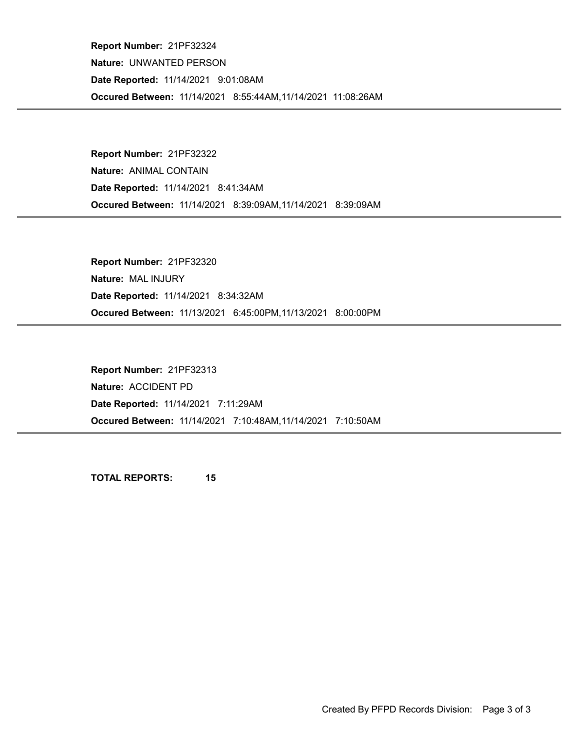**Report Number:** 21PF32324

**Nature:** UNWANTED PERSON

**Date Reported:** 11/14/2021 9:01:08AM

**Occured Between:** 11/14/2021 8:55:44AM,11/14/2021 11:08:26AM

---

**Report Number:** 21PF32322

**Nature:** ANIMAL CONTAIN

**Date Reported:** 11/14/2021 8:41:34AM

**Occured Between:** 11/14/2021 8:39:09AM,11/14/2021 8:39:09AM

---

**Report Number:** 21PF32320

**Nature:** MAL INJURY

**Date Reported:** 11/14/2021 8:34:32AM

**Occured Between:** 11/13/2021 6:45:00PM,11/13/2021 8:00:00PM

---

**Report Number:** 21PF32313

**Nature:** ACCIDENT PD

**Date Reported:** 11/14/2021 7:11:29AM

**Occured Between:** 11/14/2021 7:10:48AM,11/14/2021 7:10:50AM

---

**TOTAL REPORTS: 15**

Created By PFPD Records Division: